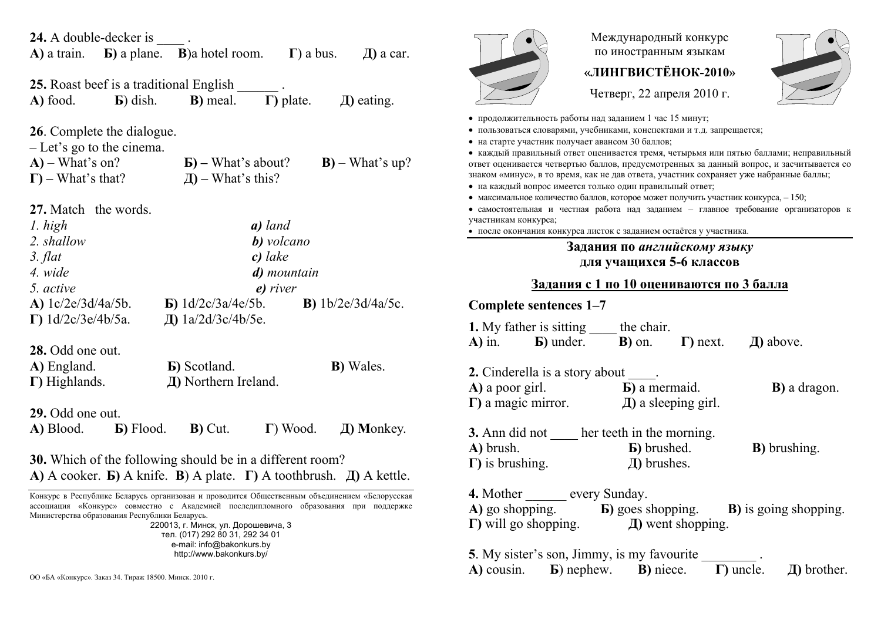**24.** A double-decker is ____ .
**А)** a train. **Б)** a plane. **В)**a hotel room. **Г**) a bus. **Д)** a car.

**25.** Roast beef is a traditional English ______ .
**А)** food. **Б**) dish. **В)** meal. **Г)** plate. **Д)** eating.

**26**. Complete the dialogue.
– Let's go to the cinema.
**А)** – What's on? **Б) –** What's about? **В)** – What's up?
**Г)** – What's that? **Д)** – What's this?

**27.** Match the words.

| | |
|---|---|
| *1. high* | ***a)** land* |
| *2. shallow* | ***b)** volcano* |
| *3. flat* | ***c)** lake* |
| *4. wide* | ***d)** mountain* |
| *5. active* | ***e)** river* |

**А)** 1c/2e/3d/4a/5b. **Б)** 1d/2c/3a/4e/5b. **В)** 1b/2e/3d/4a/5c.
**Г)** 1d/2c/3e/4b/5a. **Д)** 1a/2d/3c/4b/5e.

**28.** Odd one out.
**А)** England. **Б)** Scotland. **В)** Wales.
**Г)** Highlands. **Д)** Northern Ireland.

**29.** Odd one out.
**А)** Blood. **Б)** Flood. **В)** Cut. **Г**) Wood. **Д) M**onkey.

**30.** Which of the following should be in a different room?
**А)** A cooker. **Б)** A knife. **В**) A plate. **Г)** A toothbrush. **Д)** A kettle.

Конкурс в Республике Беларусь организован и проводится Общественным объединением «Белорусская ассоциация «Конкурс» совместно с Академией последипломного образования при поддержке Министерства образования Республики Беларусь.

220013, г. Минск, ул. Дорошевича, 3
тел. (017) 292 80 31, 292 34 01
e-mail: info@bakonkurs.by
http://www.bakonkurs.by/

ОО «БА «Конкурс». Заказ 34. Тираж 18500. Минск. 2010 г.

Международный конкурс
по иностранным языкам

**«ЛИНГВИСТЁНОК-2010»**

Четверг, 22 апреля 2010 г.

- продолжительность работы над заданием 1 час 15 минут;
- пользоваться словарями, учебниками, конспектами и т.д. запрещается;
- на старте участник получает авансом 30 баллов;
- каждый правильный ответ оценивается тремя, четырьмя или пятью баллами; неправильный ответ оценивается четвертью баллов, предусмотренных за данный вопрос, и засчитывается со знаком «минус», в то время, как не дав ответа, участник сохраняет уже набранные баллы;
- на каждый вопрос имеется только один правильный ответ;
- максимальное количество баллов, которое может получить участник конкурса, – 150;
- самостоятельная и честная работа над заданием – главное требование организаторов к участникам конкурса;
- после окончания конкурса листок с заданием остаётся у участника.

## Задания по *английскому языку* для учащихся 5-6 классов

### Задания с 1 по 10 оцениваются по 3 балла

**Complete sentences 1–7**

**1.** My father is sitting ____ the chair.
**А)** in. **Б)** under. **В)** on. **Г)** next. **Д)** above.

**2.** Cinderella is a story about ____.
**А)** a poor girl. **Б)** a mermaid. **В)** a dragon.
**Г)** a magic mirror. **Д)** a sleeping girl.

**3.** Ann did not ____ her teeth in the morning.
**А)** brush. **Б)** brushed. **В)** brushing.
**Г)** is brushing. **Д)** brushes.

**4.** Mother ______ every Sunday.
**А)** go shopping. **Б)** goes shopping. **В)** is going shopping.
**Г)** will go shopping. **Д)** went shopping.

**5**. My sister's son, Jimmy, is my favourite ________ .
**А)** cousin. **Б**) nephew. **В)** niece. **Г)** uncle. **Д)** brother.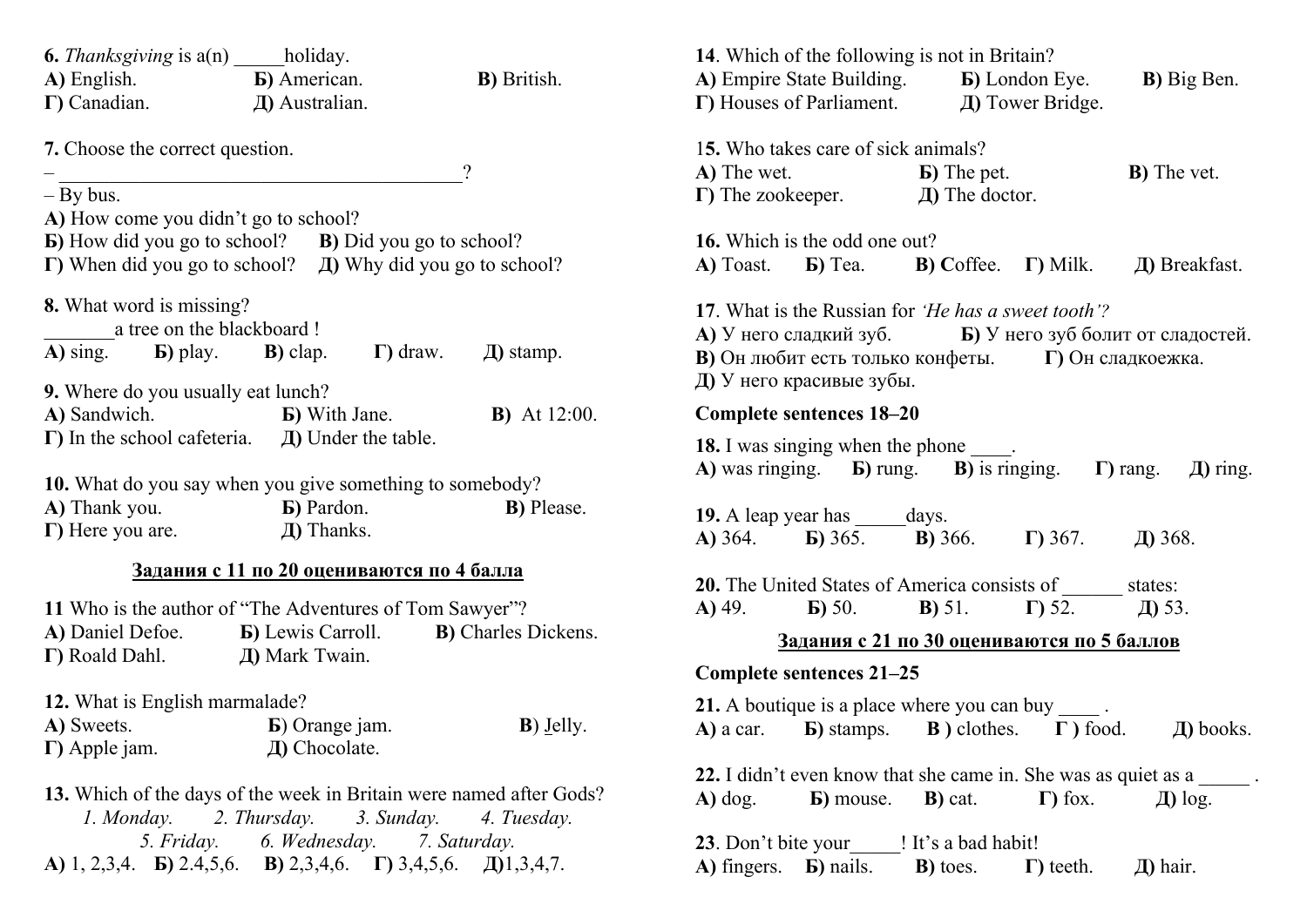**6.** *Thanksgiving* is a(n) _____holiday.
**А)** English. **Б)** American. **В)** British.
**Г)** Canadian. **Д)** Australian.

**7.** Choose the correct question.
– ________________________________________?
– By bus.
**А)** How come you didn't go to school?
**Б)** How did you go to school? **В)** Did you go to school?
**Г)** When did you go to school? **Д)** Why did you go to school?

**8.** What word is missing?
_______a tree on the blackboard !
**А)** sing. **Б)** play. **В)** clap. **Г)** draw. **Д)** stamp.

**9.** Where do you usually eat lunch?
**А)** Sandwich. **Б)** With Jane. **В)** At 12:00.
**Г)** In the school cafeteria. **Д)** Under the table.

**10.** What do you say when you give something to somebody?
**А)** Thank you. **Б)** Pardon. **В)** Please.
**Г)** Here you are. **Д)** Thanks.

**<u>Задания с 11 по 20 оцениваются по 4 балла</u>**

**11** Who is the author of "The Adventures of Tom Sawyer"?
**А)** Daniel Defoe. **Б)** Lewis Carroll. **В)** Charles Dickens.
**Г)** Roald Dahl. **Д)** Mark Twain.

**12.** What is English marmalade?
**А)** Sweets. **Б)** Orange jam. **В)** Jelly.
**Г)** Apple jam. **Д)** Chocolate.

**13.** Which of the days of the week in Britain were named after Gods?
*1. Monday. 2. Thursday. 3. Sunday. 4. Tuesday.*
*5. Friday. 6. Wednesday. 7. Saturday.*
**А)** 1, 2,3,4. **Б)** 2.4,5,6. **В)** 2,3,4,6. **Г)** 3,4,5,6. **Д)**1,3,4,7.

**14**. Which of the following is not in Britain?
**А)** Empire State Building. **Б)** London Eye. **В)** Big Ben.
**Г)** Houses of Parliament. **Д)** Tower Bridge.

1**5.** Who takes care of sick animals?
**А)** The wet. **Б)** The pet. **В)** The vet.
**Г)** The zookeeper. **Д)** The doctor.

**16.** Which is the odd one out?
**А)** Toast. **Б)** Tea. **В) C**offee. **Г)** Milk. **Д)** Breakfast.

**17**. What is the Russian for *'He has a sweet tooth'?*
**А)** У него сладкий зуб. **Б)** У него зуб болит от сладостей.
**В)** Он любит есть только конфеты. **Г)** Он сладкоежка.
**Д)** У него красивые зубы.

**Complete sentences 18–20**

**18.** I was singing when the phone ____.
**А)** was ringing. **Б)** rung. **В)** is ringing. **Г)** rang. **Д)** ring.

**19.** A leap year has _____days.
**А)** 364. **Б)** 365. **В)** 366. **Г)** 367. **Д)** 368.

**20.** The United States of America consists of ______ states:
**А)** 49. **Б)** 50. **В)** 51. **Г)** 52. **Д)** 53.

**<u>Задания с 21 по 30 оцениваются по 5 баллов</u>**

**Complete sentences 21–25**

**21.** A boutique is a place where you can buy ____ .
**А)** a car. **Б)** stamps. **В )** clothes. **Г )** food. **Д)** books.

**22.** I didn't even know that she came in. She was as quiet as a _____ .
**А)** dog. **Б)** mouse. **В)** cat. **Г)** fox. **Д)** log.

**23**. Don't bite your_____! It's a bad habit!
**А)** fingers. **Б)** nails. **В)** toes. **Г)** teeth. **Д)** hair.